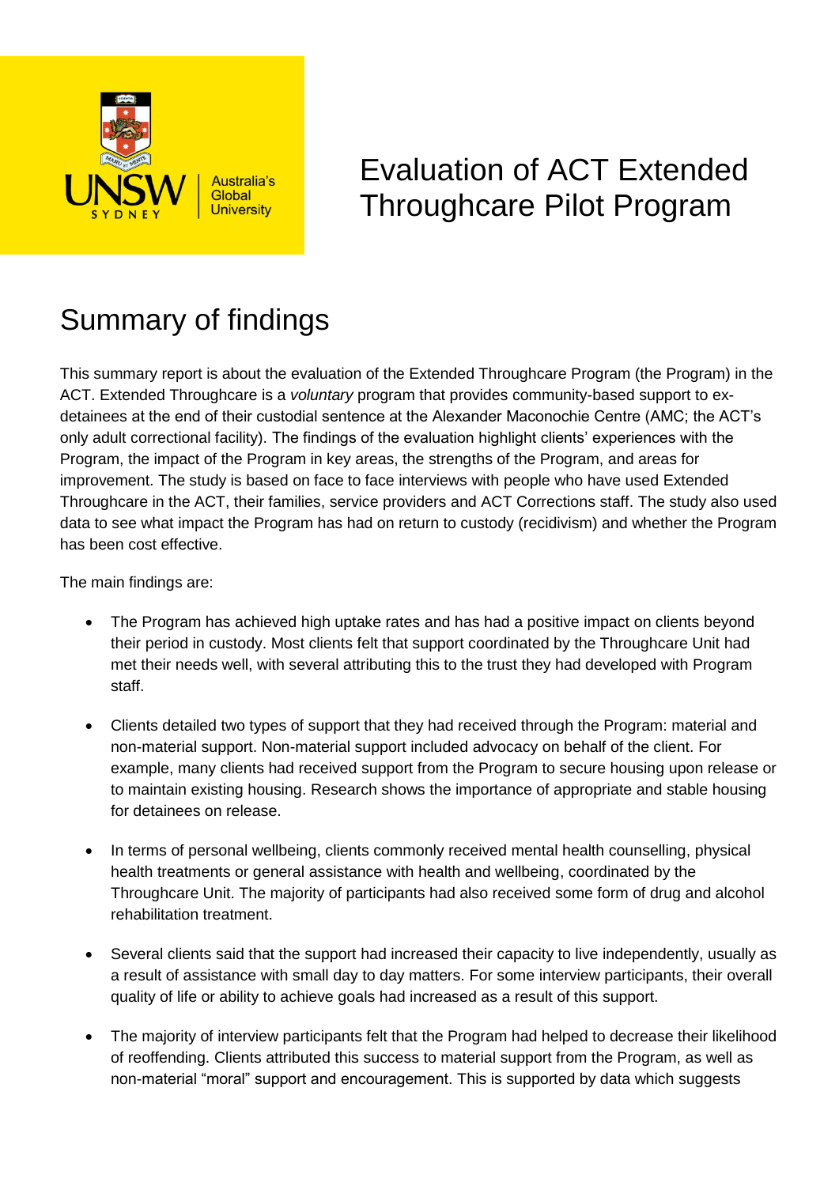# Evaluation of ACT Extended Throughcare Pilot Program

## Summary of findings

This summary report is about the evaluation of the Extended Throughcare Program (the Program) in the ACT. Extended Throughcare is a *voluntary* program that provides community-based support to ex-detainees at the end of their custodial sentence at the Alexander Maconochie Centre (AMC; the ACT's only adult correctional facility). The findings of the evaluation highlight clients' experiences with the Program, the impact of the Program in key areas, the strengths of the Program, and areas for improvement. The study is based on face to face interviews with people who have used Extended Throughcare in the ACT, their families, service providers and ACT Corrections staff. The study also used data to see what impact the Program has had on return to custody (recidivism) and whether the Program has been cost effective.

The main findings are:

- The Program has achieved high uptake rates and has had a positive impact on clients beyond their period in custody. Most clients felt that support coordinated by the Throughcare Unit had met their needs well, with several attributing this to the trust they had developed with Program staff.
- Clients detailed two types of support that they had received through the Program: material and non-material support. Non-material support included advocacy on behalf of the client. For example, many clients had received support from the Program to secure housing upon release or to maintain existing housing. Research shows the importance of appropriate and stable housing for detainees on release.
- In terms of personal wellbeing, clients commonly received mental health counselling, physical health treatments or general assistance with health and wellbeing, coordinated by the Throughcare Unit. The majority of participants had also received some form of drug and alcohol rehabilitation treatment.
- Several clients said that the support had increased their capacity to live independently, usually as a result of assistance with small day to day matters. For some interview participants, their overall quality of life or ability to achieve goals had increased as a result of this support.
- The majority of interview participants felt that the Program had helped to decrease their likelihood of reoffending. Clients attributed this success to material support from the Program, as well as non-material "moral" support and encouragement. This is supported by data which suggests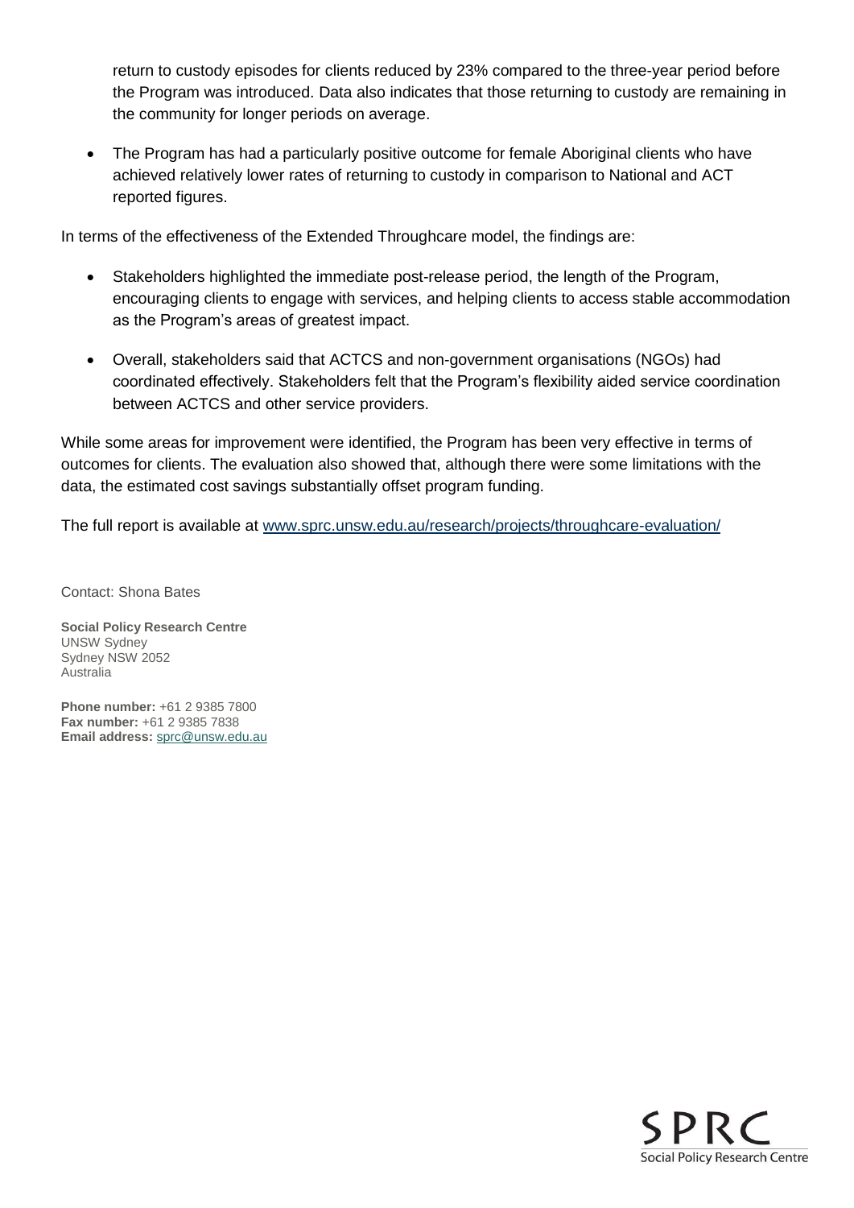return to custody episodes for clients reduced by 23% compared to the three-year period before the Program was introduced. Data also indicates that those returning to custody are remaining in the community for longer periods on average.

- The Program has had a particularly positive outcome for female Aboriginal clients who have achieved relatively lower rates of returning to custody in comparison to National and ACT reported figures.

In terms of the effectiveness of the Extended Throughcare model, the findings are:

- Stakeholders highlighted the immediate post-release period, the length of the Program, encouraging clients to engage with services, and helping clients to access stable accommodation as the Program's areas of greatest impact.
- Overall, stakeholders said that ACTCS and non-government organisations (NGOs) had coordinated effectively. Stakeholders felt that the Program's flexibility aided service coordination between ACTCS and other service providers.

While some areas for improvement were identified, the Program has been very effective in terms of outcomes for clients. The evaluation also showed that, although there were some limitations with the data, the estimated cost savings substantially offset program funding.

The full report is available at [www.sprc.unsw.edu.au/research/projects/throughcare-evaluation/](www.sprc.unsw.edu.au/research/projects/throughcare-evaluation/)

Contact: Shona Bates

**Social Policy Research Centre**
UNSW Sydney
Sydney NSW 2052
Australia

**Phone number:** +61 2 9385 7800
**Fax number:** +61 2 9385 7838
**Email address:** [sprc@unsw.edu.au](mailto:sprc@unsw.edu.au)

SPRC
Social Policy Research Centre